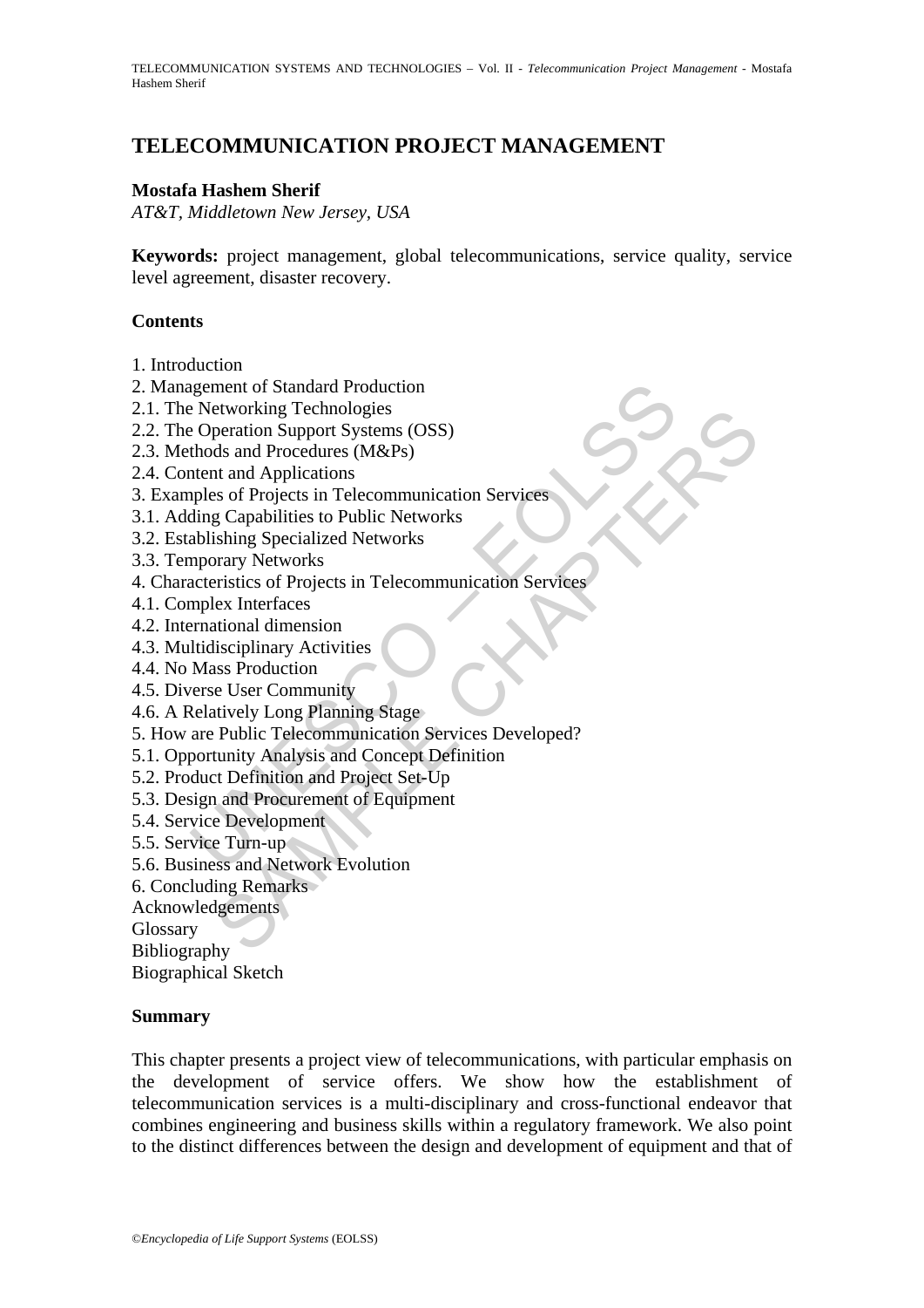# TELECOMMUNICATION PROJECT MANAGEMENT

**Mostafa Hashem Sherif**

*AT&T, Middletown New Jersey, USA*

**Keywords:** project management, global telecommunications, service quality, service level agreement, disaster recovery.

**Contents**

1. Introduction
2. Management of Standard Production
2.1. The Networking Technologies
2.2. The Operation Support Systems (OSS)
2.3. Methods and Procedures (M&Ps)
2.4. Content and Applications
3. Examples of Projects in Telecommunication Services
3.1. Adding Capabilities to Public Networks
3.2. Establishing Specialized Networks
3.3. Temporary Networks
4. Characteristics of Projects in Telecommunication Services
4.1. Complex Interfaces
4.2. International dimension
4.3. Multidisciplinary Activities
4.4. No Mass Production
4.5. Diverse User Community
4.6. A Relatively Long Planning Stage
5. How are Public Telecommunication Services Developed?
5.1. Opportunity Analysis and Concept Definition
5.2. Product Definition and Project Set-Up
5.3. Design and Procurement of Equipment
5.4. Service Development
5.5. Service Turn-up
5.6. Business and Network Evolution
6. Concluding Remarks

Acknowledgements

Glossary

Bibliography

Biographical Sketch

**Summary**

This chapter presents a project view of telecommunications, with particular emphasis on the development of service offers. We show how the establishment of telecommunication services is a multi-disciplinary and cross-functional endeavor that combines engineering and business skills within a regulatory framework. We also point to the distinct differences between the design and development of equipment and that of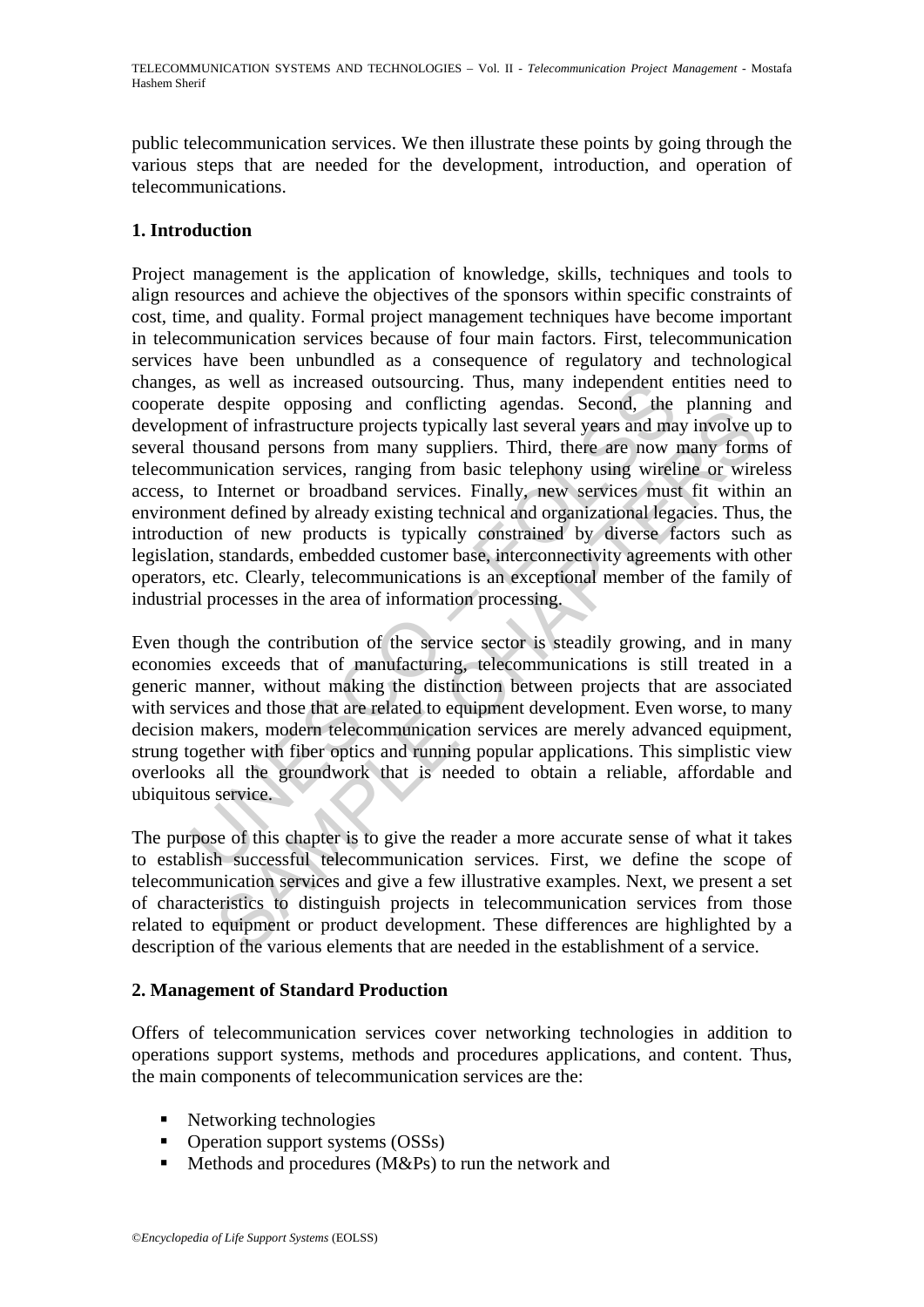public telecommunication services. We then illustrate these points by going through the various steps that are needed for the development, introduction, and operation of telecommunications.

## 1. Introduction

Project management is the application of knowledge, skills, techniques and tools to align resources and achieve the objectives of the sponsors within specific constraints of cost, time, and quality. Formal project management techniques have become important in telecommunication services because of four main factors. First, telecommunication services have been unbundled as a consequence of regulatory and technological changes, as well as increased outsourcing. Thus, many independent entities need to cooperate despite opposing and conflicting agendas. Second, the planning and development of infrastructure projects typically last several years and may involve up to several thousand persons from many suppliers. Third, there are now many forms of telecommunication services, ranging from basic telephony using wireline or wireless access, to Internet or broadband services. Finally, new services must fit within an environment defined by already existing technical and organizational legacies. Thus, the introduction of new products is typically constrained by diverse factors such as legislation, standards, embedded customer base, interconnectivity agreements with other operators, etc. Clearly, telecommunications is an exceptional member of the family of industrial processes in the area of information processing.

Even though the contribution of the service sector is steadily growing, and in many economies exceeds that of manufacturing, telecommunications is still treated in a generic manner, without making the distinction between projects that are associated with services and those that are related to equipment development. Even worse, to many decision makers, modern telecommunication services are merely advanced equipment, strung together with fiber optics and running popular applications. This simplistic view overlooks all the groundwork that is needed to obtain a reliable, affordable and ubiquitous service.

The purpose of this chapter is to give the reader a more accurate sense of what it takes to establish successful telecommunication services. First, we define the scope of telecommunication services and give a few illustrative examples. Next, we present a set of characteristics to distinguish projects in telecommunication services from those related to equipment or product development. These differences are highlighted by a description of the various elements that are needed in the establishment of a service.

## 2. Management of Standard Production

Offers of telecommunication services cover networking technologies in addition to operations support systems, methods and procedures applications, and content. Thus, the main components of telecommunication services are the:

- Networking technologies
- Operation support systems (OSSs)
- Methods and procedures (M&Ps) to run the network and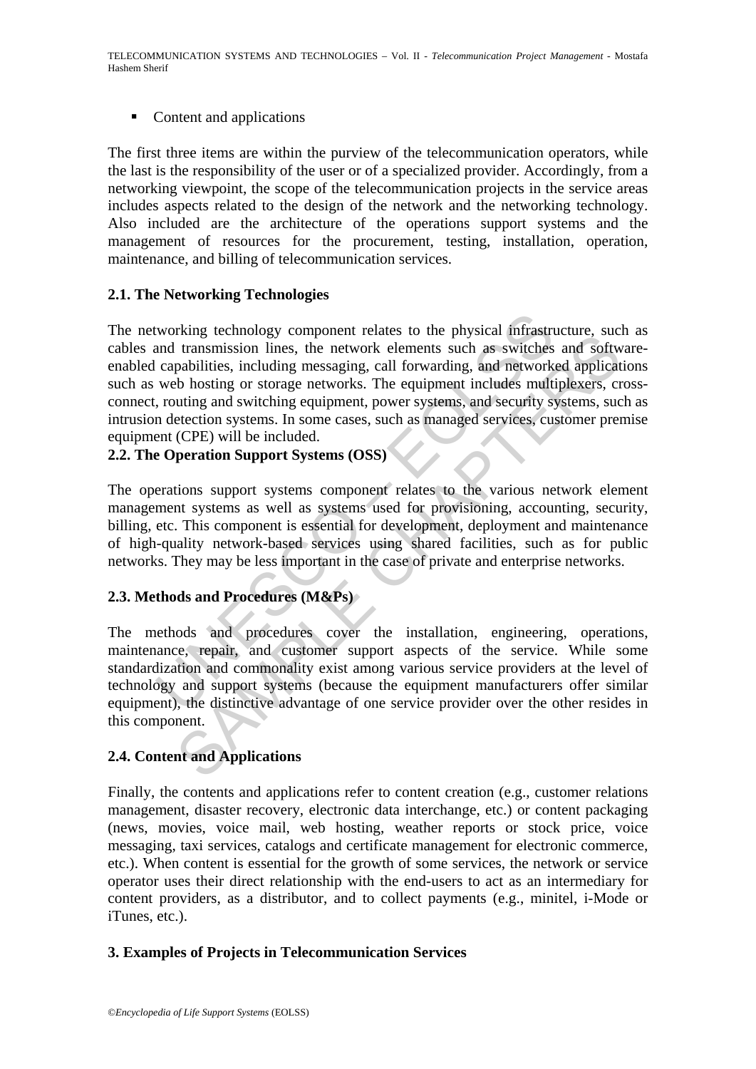- Content and applications

The first three items are within the purview of the telecommunication operators, while the last is the responsibility of the user or of a specialized provider. Accordingly, from a networking viewpoint, the scope of the telecommunication projects in the service areas includes aspects related to the design of the network and the networking technology. Also included are the architecture of the operations support systems and the management of resources for the procurement, testing, installation, operation, maintenance, and billing of telecommunication services.

## 2.1. The Networking Technologies

The networking technology component relates to the physical infrastructure, such as cables and transmission lines, the network elements such as switches and software-enabled capabilities, including messaging, call forwarding, and networked applications such as web hosting or storage networks. The equipment includes multiplexers, cross-connect, routing and switching equipment, power systems, and security systems, such as intrusion detection systems. In some cases, such as managed services, customer premise equipment (CPE) will be included.

## 2.2. The Operation Support Systems (OSS)

The operations support systems component relates to the various network element management systems as well as systems used for provisioning, accounting, security, billing, etc. This component is essential for development, deployment and maintenance of high-quality network-based services using shared facilities, such as for public networks. They may be less important in the case of private and enterprise networks.

## 2.3. Methods and Procedures (M&Ps)

The methods and procedures cover the installation, engineering, operations, maintenance, repair, and customer support aspects of the service. While some standardization and commonality exist among various service providers at the level of technology and support systems (because the equipment manufacturers offer similar equipment), the distinctive advantage of one service provider over the other resides in this component.

## 2.4. Content and Applications

Finally, the contents and applications refer to content creation (e.g., customer relations management, disaster recovery, electronic data interchange, etc.) or content packaging (news, movies, voice mail, web hosting, weather reports or stock price, voice messaging, taxi services, catalogs and certificate management for electronic commerce, etc.). When content is essential for the growth of some services, the network or service operator uses their direct relationship with the end-users to act as an intermediary for content providers, as a distributor, and to collect payments (e.g., minitel, i-Mode or iTunes, etc.).

# 3. Examples of Projects in Telecommunication Services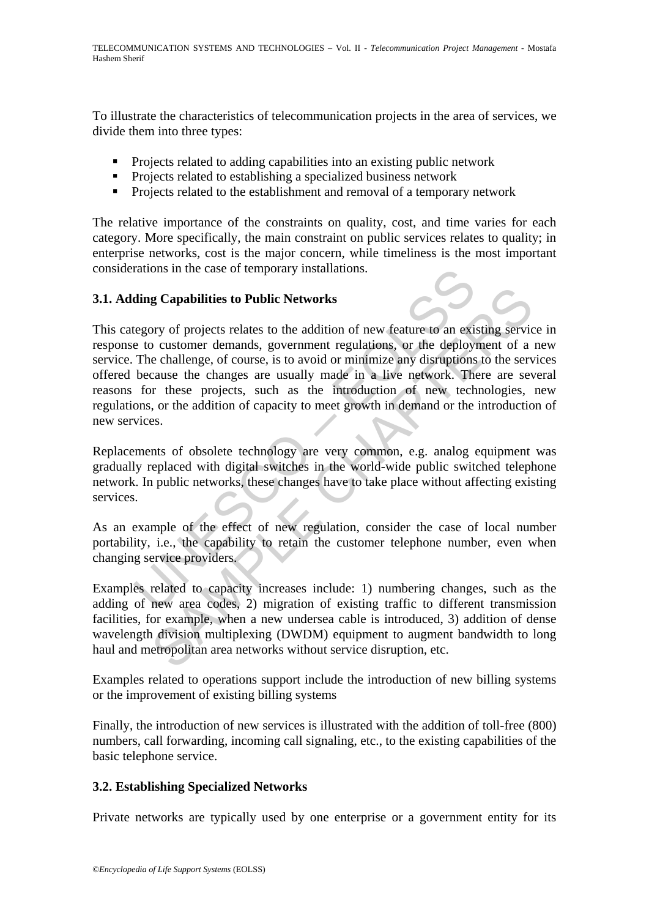To illustrate the characteristics of telecommunication projects in the area of services, we divide them into three types:

- Projects related to adding capabilities into an existing public network
- Projects related to establishing a specialized business network
- Projects related to the establishment and removal of a temporary network

The relative importance of the constraints on quality, cost, and time varies for each category. More specifically, the main constraint on public services relates to quality; in enterprise networks, cost is the major concern, while timeliness is the most important considerations in the case of temporary installations.

### 3.1. Adding Capabilities to Public Networks

This category of projects relates to the addition of new feature to an existing service in response to customer demands, government regulations, or the deployment of a new service. The challenge, of course, is to avoid or minimize any disruptions to the services offered because the changes are usually made in a live network. There are several reasons for these projects, such as the introduction of new technologies, new regulations, or the addition of capacity to meet growth in demand or the introduction of new services.

Replacements of obsolete technology are very common, e.g. analog equipment was gradually replaced with digital switches in the world-wide public switched telephone network. In public networks, these changes have to take place without affecting existing services.

As an example of the effect of new regulation, consider the case of local number portability, i.e., the capability to retain the customer telephone number, even when changing service providers.

Examples related to capacity increases include: 1) numbering changes, such as the adding of new area codes, 2) migration of existing traffic to different transmission facilities, for example, when a new undersea cable is introduced, 3) addition of dense wavelength division multiplexing (DWDM) equipment to augment bandwidth to long haul and metropolitan area networks without service disruption, etc.

Examples related to operations support include the introduction of new billing systems or the improvement of existing billing systems

Finally, the introduction of new services is illustrated with the addition of toll-free (800) numbers, call forwarding, incoming call signaling, etc., to the existing capabilities of the basic telephone service.

### 3.2. Establishing Specialized Networks

Private networks are typically used by one enterprise or a government entity for its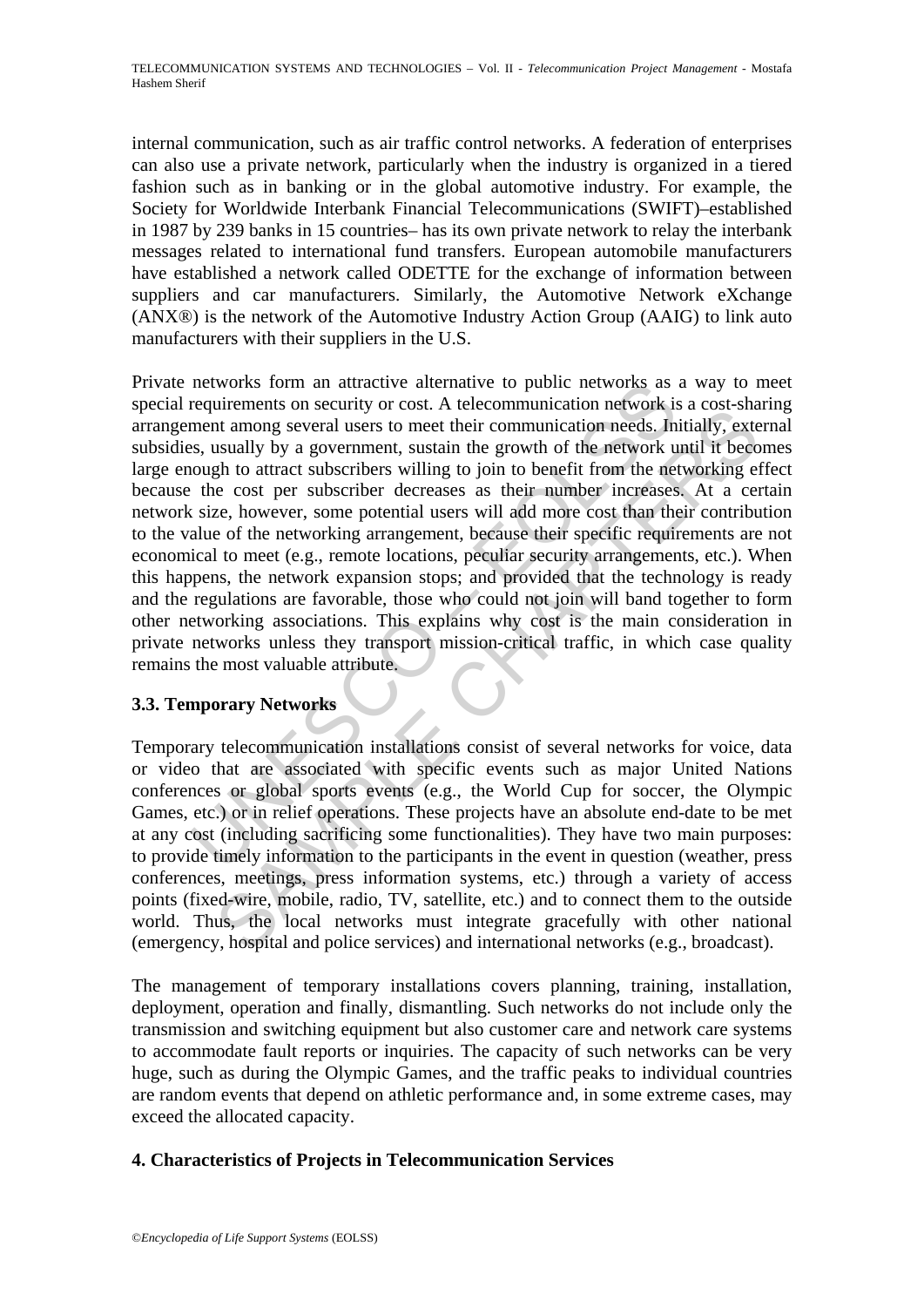internal communication, such as air traffic control networks. A federation of enterprises can also use a private network, particularly when the industry is organized in a tiered fashion such as in banking or in the global automotive industry. For example, the Society for Worldwide Interbank Financial Telecommunications (SWIFT)–established in 1987 by 239 banks in 15 countries– has its own private network to relay the interbank messages related to international fund transfers. European automobile manufacturers have established a network called ODETTE for the exchange of information between suppliers and car manufacturers. Similarly, the Automotive Network eXchange (ANX®) is the network of the Automotive Industry Action Group (AAIG) to link auto manufacturers with their suppliers in the U.S.

Private networks form an attractive alternative to public networks as a way to meet special requirements on security or cost. A telecommunication network is a cost-sharing arrangement among several users to meet their communication needs. Initially, external subsidies, usually by a government, sustain the growth of the network until it becomes large enough to attract subscribers willing to join to benefit from the networking effect because the cost per subscriber decreases as their number increases. At a certain network size, however, some potential users will add more cost than their contribution to the value of the networking arrangement, because their specific requirements are not economical to meet (e.g., remote locations, peculiar security arrangements, etc.). When this happens, the network expansion stops; and provided that the technology is ready and the regulations are favorable, those who could not join will band together to form other networking associations. This explains why cost is the main consideration in private networks unless they transport mission-critical traffic, in which case quality remains the most valuable attribute.

### 3.3. Temporary Networks

Temporary telecommunication installations consist of several networks for voice, data or video that are associated with specific events such as major United Nations conferences or global sports events (e.g., the World Cup for soccer, the Olympic Games, etc.) or in relief operations. These projects have an absolute end-date to be met at any cost (including sacrificing some functionalities). They have two main purposes: to provide timely information to the participants in the event in question (weather, press conferences, meetings, press information systems, etc.) through a variety of access points (fixed-wire, mobile, radio, TV, satellite, etc.) and to connect them to the outside world. Thus, the local networks must integrate gracefully with other national (emergency, hospital and police services) and international networks (e.g., broadcast).

The management of temporary installations covers planning, training, installation, deployment, operation and finally, dismantling. Such networks do not include only the transmission and switching equipment but also customer care and network care systems to accommodate fault reports or inquiries. The capacity of such networks can be very huge, such as during the Olympic Games, and the traffic peaks to individual countries are random events that depend on athletic performance and, in some extreme cases, may exceed the allocated capacity.

## 4. Characteristics of Projects in Telecommunication Services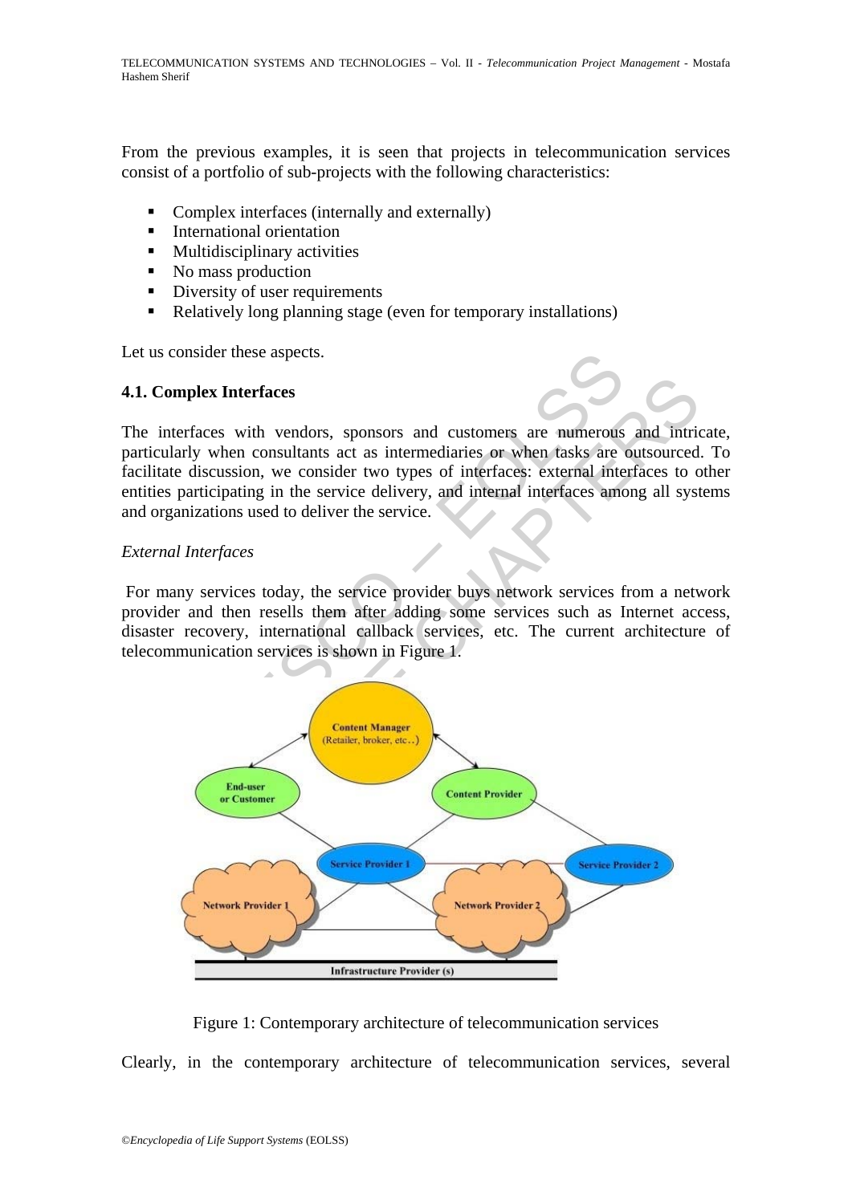From the previous examples, it is seen that projects in telecommunication services consist of a portfolio of sub-projects with the following characteristics:

- Complex interfaces (internally and externally)
- International orientation
- Multidisciplinary activities
- No mass production
- Diversity of user requirements
- Relatively long planning stage (even for temporary installations)

Let us consider these aspects.

### 4.1. Complex Interfaces

The interfaces with vendors, sponsors and customers are numerous and intricate, particularly when consultants act as intermediaries or when tasks are outsourced. To facilitate discussion, we consider two types of interfaces: external interfaces to other entities participating in the service delivery, and internal interfaces among all systems and organizations used to deliver the service.

*External Interfaces*

For many services today, the service provider buys network services from a network provider and then resells them after adding some services such as Internet access, disaster recovery, international callback services, etc. The current architecture of telecommunication services is shown in Figure 1.

Figure 1: Contemporary architecture of telecommunication services

Clearly, in the contemporary architecture of telecommunication services, several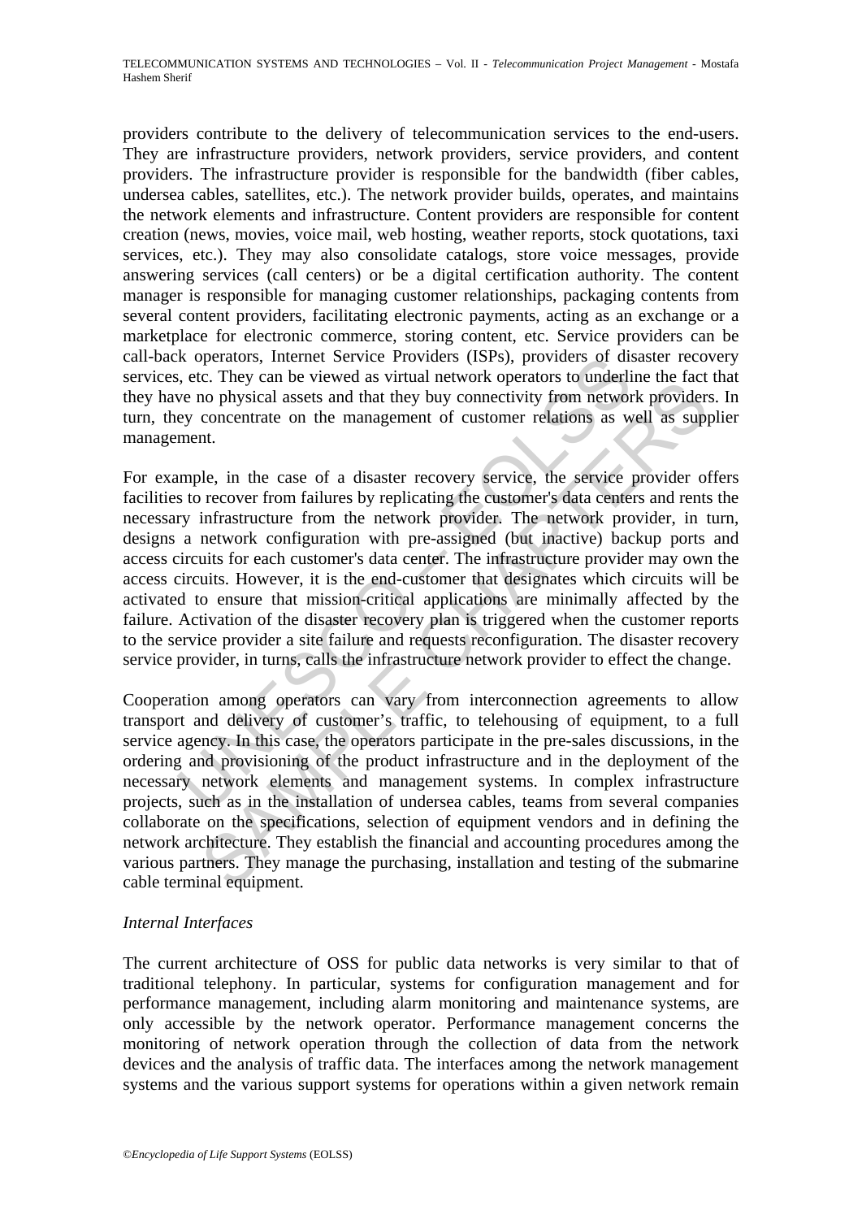providers contribute to the delivery of telecommunication services to the end-users. They are infrastructure providers, network providers, service providers, and content providers. The infrastructure provider is responsible for the bandwidth (fiber cables, undersea cables, satellites, etc.). The network provider builds, operates, and maintains the network elements and infrastructure. Content providers are responsible for content creation (news, movies, voice mail, web hosting, weather reports, stock quotations, taxi services, etc.). They may also consolidate catalogs, store voice messages, provide answering services (call centers) or be a digital certification authority. The content manager is responsible for managing customer relationships, packaging contents from several content providers, facilitating electronic payments, acting as an exchange or a marketplace for electronic commerce, storing content, etc. Service providers can be call-back operators, Internet Service Providers (ISPs), providers of disaster recovery services, etc. They can be viewed as virtual network operators to underline the fact that they have no physical assets and that they buy connectivity from network providers. In turn, they concentrate on the management of customer relations as well as supplier management.

For example, in the case of a disaster recovery service, the service provider offers facilities to recover from failures by replicating the customer's data centers and rents the necessary infrastructure from the network provider. The network provider, in turn, designs a network configuration with pre-assigned (but inactive) backup ports and access circuits for each customer's data center. The infrastructure provider may own the access circuits. However, it is the end-customer that designates which circuits will be activated to ensure that mission-critical applications are minimally affected by the failure. Activation of the disaster recovery plan is triggered when the customer reports to the service provider a site failure and requests reconfiguration. The disaster recovery service provider, in turns, calls the infrastructure network provider to effect the change.

Cooperation among operators can vary from interconnection agreements to allow transport and delivery of customer's traffic, to telehousing of equipment, to a full service agency. In this case, the operators participate in the pre-sales discussions, in the ordering and provisioning of the product infrastructure and in the deployment of the necessary network elements and management systems. In complex infrastructure projects, such as in the installation of undersea cables, teams from several companies collaborate on the specifications, selection of equipment vendors and in defining the network architecture. They establish the financial and accounting procedures among the various partners. They manage the purchasing, installation and testing of the submarine cable terminal equipment.

*Internal Interfaces*

The current architecture of OSS for public data networks is very similar to that of traditional telephony. In particular, systems for configuration management and for performance management, including alarm monitoring and maintenance systems, are only accessible by the network operator. Performance management concerns the monitoring of network operation through the collection of data from the network devices and the analysis of traffic data. The interfaces among the network management systems and the various support systems for operations within a given network remain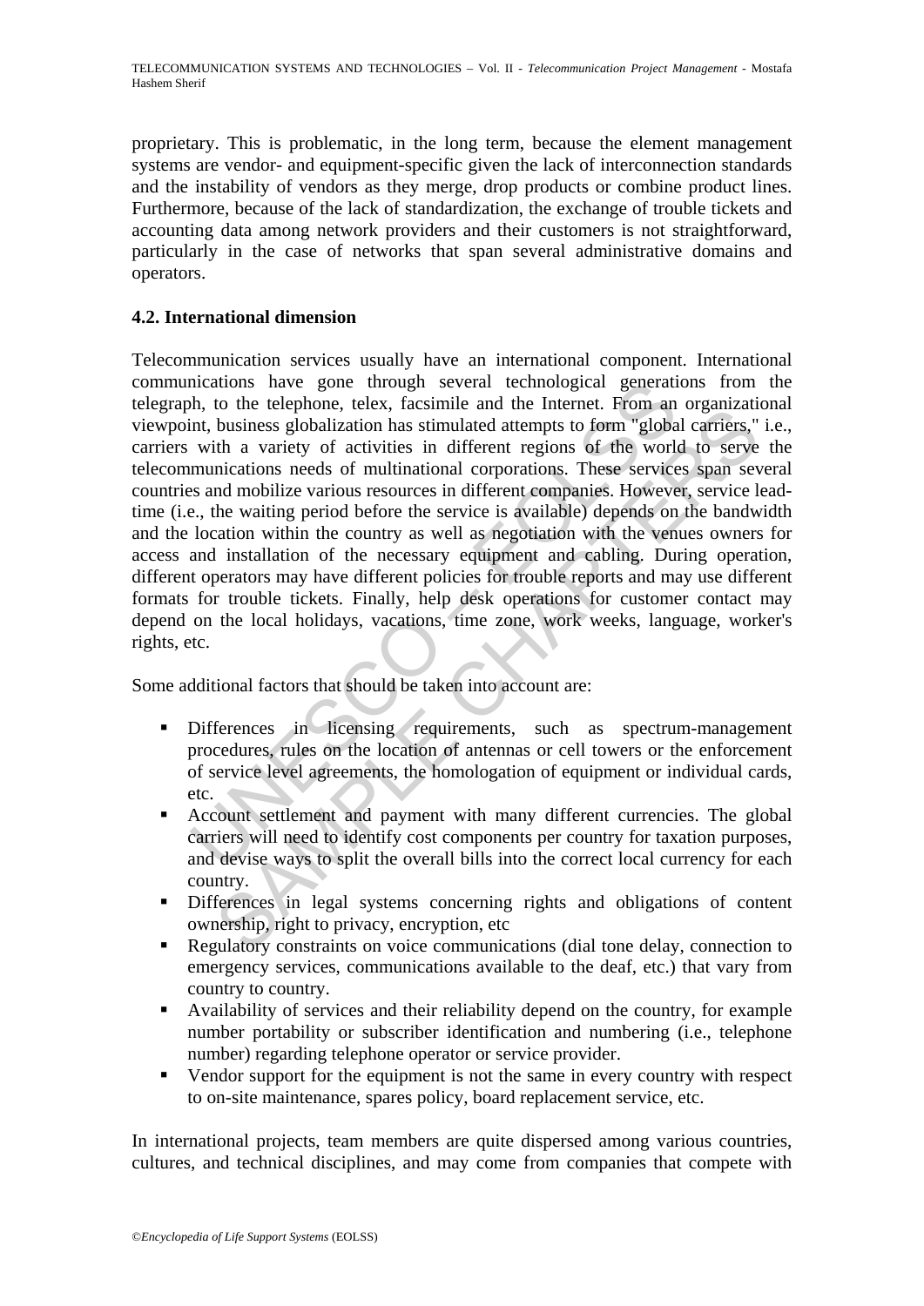proprietary. This is problematic, in the long term, because the element management systems are vendor- and equipment-specific given the lack of interconnection standards and the instability of vendors as they merge, drop products or combine product lines. Furthermore, because of the lack of standardization, the exchange of trouble tickets and accounting data among network providers and their customers is not straightforward, particularly in the case of networks that span several administrative domains and operators.

### 4.2. International dimension

Telecommunication services usually have an international component. International communications have gone through several technological generations from the telegraph, to the telephone, telex, facsimile and the Internet. From an organizational viewpoint, business globalization has stimulated attempts to form "global carriers," i.e., carriers with a variety of activities in different regions of the world to serve the telecommunications needs of multinational corporations. These services span several countries and mobilize various resources in different companies. However, service lead-time (i.e., the waiting period before the service is available) depends on the bandwidth and the location within the country as well as negotiation with the venues owners for access and installation of the necessary equipment and cabling. During operation, different operators may have different policies for trouble reports and may use different formats for trouble tickets. Finally, help desk operations for customer contact may depend on the local holidays, vacations, time zone, work weeks, language, worker's rights, etc.

Some additional factors that should be taken into account are:

- Differences in licensing requirements, such as spectrum-management procedures, rules on the location of antennas or cell towers or the enforcement of service level agreements, the homologation of equipment or individual cards, etc.
- Account settlement and payment with many different currencies. The global carriers will need to identify cost components per country for taxation purposes, and devise ways to split the overall bills into the correct local currency for each country.
- Differences in legal systems concerning rights and obligations of content ownership, right to privacy, encryption, etc
- Regulatory constraints on voice communications (dial tone delay, connection to emergency services, communications available to the deaf, etc.) that vary from country to country.
- Availability of services and their reliability depend on the country, for example number portability or subscriber identification and numbering (i.e., telephone number) regarding telephone operator or service provider.
- Vendor support for the equipment is not the same in every country with respect to on-site maintenance, spares policy, board replacement service, etc.

In international projects, team members are quite dispersed among various countries, cultures, and technical disciplines, and may come from companies that compete with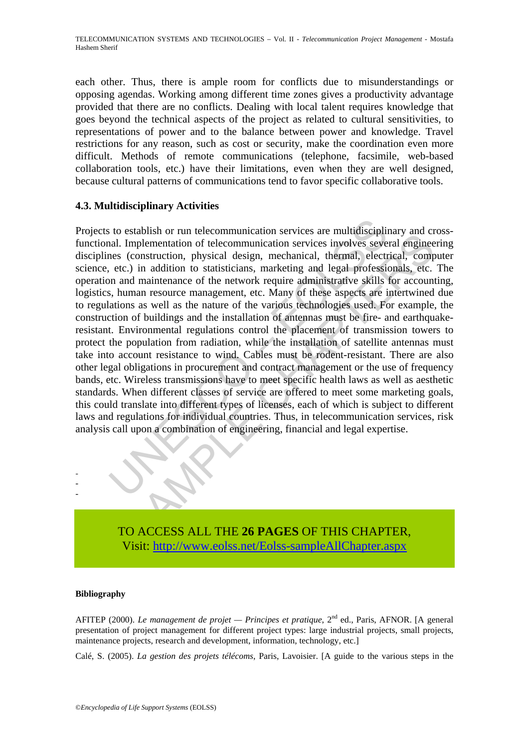each other. Thus, there is ample room for conflicts due to misunderstandings or opposing agendas. Working among different time zones gives a productivity advantage provided that there are no conflicts. Dealing with local talent requires knowledge that goes beyond the technical aspects of the project as related to cultural sensitivities, to representations of power and to the balance between power and knowledge. Travel restrictions for any reason, such as cost or security, make the coordination even more difficult. Methods of remote communications (telephone, facsimile, web-based collaboration tools, etc.) have their limitations, even when they are well designed, because cultural patterns of communications tend to favor specific collaborative tools.

### 4.3. Multidisciplinary Activities

Projects to establish or run telecommunication services are multidisciplinary and cross-functional. Implementation of telecommunication services involves several engineering disciplines (construction, physical design, mechanical, thermal, electrical, computer science, etc.) in addition to statisticians, marketing and legal professionals, etc. The operation and maintenance of the network require administrative skills for accounting, logistics, human resource management, etc. Many of these aspects are intertwined due to regulations as well as the nature of the various technologies used. For example, the construction of buildings and the installation of antennas must be fire- and earthquake-resistant. Environmental regulations control the placement of transmission towers to protect the population from radiation, while the installation of satellite antennas must take into account resistance to wind. Cables must be rodent-resistant. There are also other legal obligations in procurement and contract management or the use of frequency bands, etc. Wireless transmissions have to meet specific health laws as well as aesthetic standards. When different classes of service are offered to meet some marketing goals, this could translate into different types of licenses, each of which is subject to different laws and regulations for individual countries. Thus, in telecommunication services, risk analysis call upon a combination of engineering, financial and legal expertise.

-
-
-

TO ACCESS ALL THE **26 PAGES** OF THIS CHAPTER,
Visit: http://www.eolss.net/Eolss-sampleAllChapter.aspx

**Bibliography**

AFITEP (2000). *Le management de projet — Principes et pratique*, 2nd ed., Paris, AFNOR. [A general presentation of project management for different project types: large industrial projects, small projects, maintenance projects, research and development, information, technology, etc.]

Calé, S. (2005). *La gestion des projets télécoms*, Paris, Lavoisier. [A guide to the various steps in the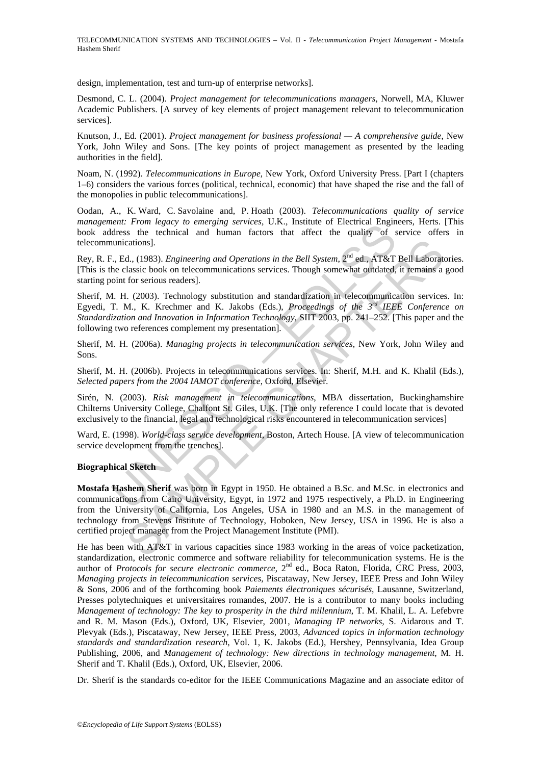design, implementation, test and turn-up of enterprise networks].

Desmond, C. L. (2004). *Project management for telecommunications managers*, Norwell, MA, Kluwer Academic Publishers. [A survey of key elements of project management relevant to telecommunication services].

Knutson, J., Ed. (2001). *Project management for business professional — A comprehensive guide*, New York, John Wiley and Sons. [The key points of project management as presented by the leading authorities in the field].

Noam, N. (1992). *Telecommunications in Europe*, New York, Oxford University Press. [Part I (chapters 1–6) considers the various forces (political, technical, economic) that have shaped the rise and the fall of the monopolies in public telecommunications].

Oodan, A., K. Ward, C. Savolaine and, P. Hoath (2003). *Telecommunications quality of service management: From legacy to emerging services*, U.K., Institute of Electrical Engineers, Herts. [This book address the technical and human factors that affect the quality of service offers in telecommunications].

Rey, R. F., Ed., (1983). *Engineering and Operations in the Bell System*, 2nd ed., AT&T Bell Laboratories. [This is the classic book on telecommunications services. Though somewhat outdated, it remains a good starting point for serious readers].

Sherif, M. H. (2003). Technology substitution and standardization in telecommunication services. In: Egyedi, T. M., K. Krechmer and K. Jakobs (Eds.), *Proceedings of the 3rd IEEE Conference on Standardization and Innovation in Information Technology*, SIIT 2003, pp. 241–252. [This paper and the following two references complement my presentation].

Sherif, M. H. (2006a). *Managing projects in telecommunication services*, New York, John Wiley and Sons.

Sherif, M. H. (2006b). Projects in telecommunications services. In: Sherif, M.H. and K. Khalil (Eds.), *Selected papers from the 2004 IAMOT conference*, Oxford, Elsevier.

Sirén, N. (2003). *Risk management in telecommunications*, MBA dissertation, Buckinghamshire Chilterns University College, Chalfont St. Giles, U.K. [The only reference I could locate that is devoted exclusively to the financial, legal and technological risks encountered in telecommunication services]

Ward, E. (1998). *World-class service development*, Boston, Artech House. [A view of telecommunication service development from the trenches].

**Biographical Sketch**

**Mostafa Hashem Sherif** was born in Egypt in 1950. He obtained a B.Sc. and M.Sc. in electronics and communications from Cairo University, Egypt, in 1972 and 1975 respectively, a Ph.D. in Engineering from the University of California, Los Angeles, USA in 1980 and an M.S. in the management of technology from Stevens Institute of Technology, Hoboken, New Jersey, USA in 1996. He is also a certified project manager from the Project Management Institute (PMI).

He has been with AT&T in various capacities since 1983 working in the areas of voice packetization, standardization, electronic commerce and software reliability for telecommunication systems. He is the author of *Protocols for secure electronic commerce*, 2nd ed., Boca Raton, Florida, CRC Press, 2003, *Managing projects in telecommunication services*, Piscataway, New Jersey, IEEE Press and John Wiley & Sons, 2006 and of the forthcoming book *Paiements électroniques sécurisés*, Lausanne, Switzerland, Presses polytechniques et universitaires romandes, 2007. He is a contributor to many books including *Management of technology: The key to prosperity in the third millennium*, T. M. Khalil, L. A. Lefebvre and R. M. Mason (Eds.), Oxford, UK, Elsevier, 2001, *Managing IP networks*, S. Aidarous and T. Plevyak (Eds.), Piscataway, New Jersey, IEEE Press, 2003, *Advanced topics in information technology standards and standardization research*, Vol. 1, K. Jakobs (Ed.), Hershey, Pennsylvania, Idea Group Publishing, 2006, and *Management of technology: New directions in technology management*, M. H. Sherif and T. Khalil (Eds.), Oxford, UK, Elsevier, 2006.

Dr. Sherif is the standards co-editor for the IEEE Communications Magazine and an associate editor of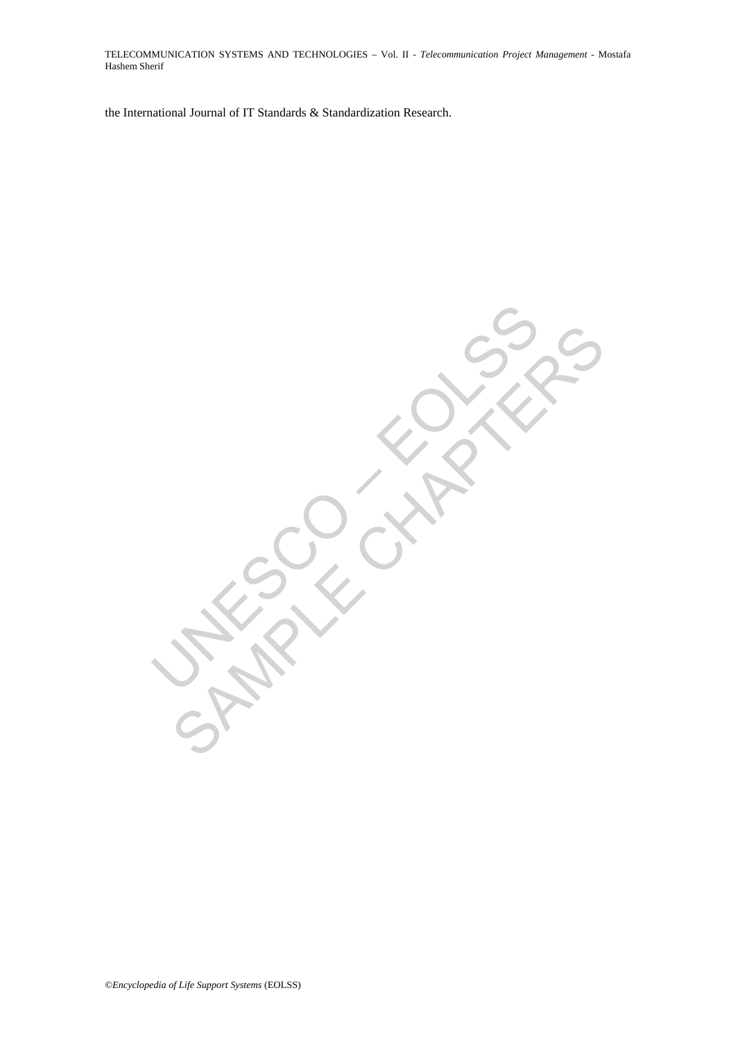the International Journal of IT Standards & Standardization Research.